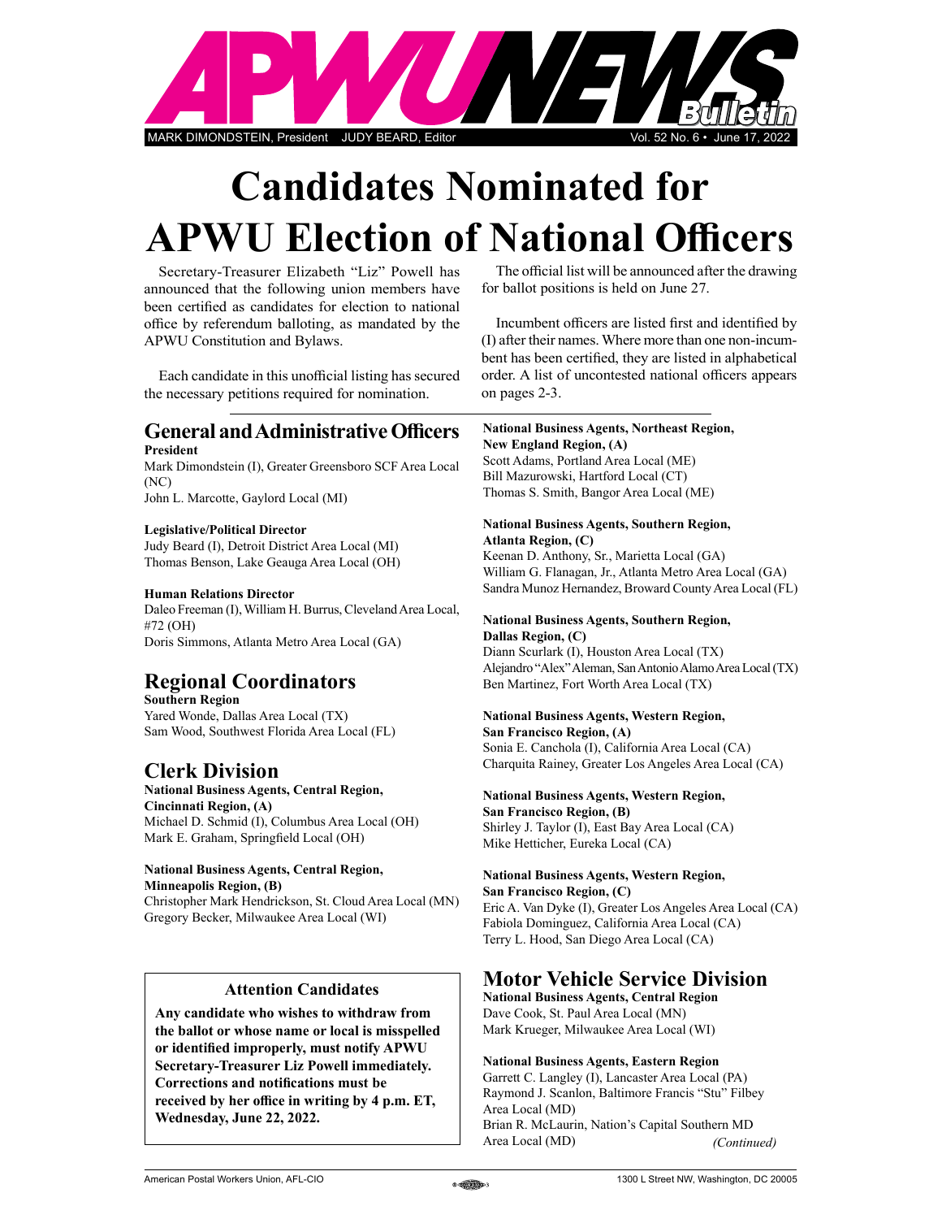# APWU NEWS Bulletin

MARK DIMONDSTEIN, President JUDY BEARD, Editor Vol. 52 No. 6 • June 17, 2022

# Candidates Nominated for APWU Election of National Officers

Secretary-Treasurer Elizabeth "Liz" Powell has announced that the following union members have been certified as candidates for election to national office by referendum balloting, as mandated by the APWU Constitution and Bylaws.

Each candidate in this unofficial listing has secured the necessary petitions required for nomination.

The official list will be announced after the drawing for ballot positions is held on June 27.

Incumbent officers are listed first and identified by (I) after their names. Where more than one non-incumbent has been certified, they are listed in alphabetical order. A list of uncontested national officers appears on pages 2-3.

## General and Administrative Officers

**President**
Mark Dimondstein (I), Greater Greensboro SCF Area Local (NC)
John L. Marcotte, Gaylord Local (MI)

**Legislative/Political Director**
Judy Beard (I), Detroit District Area Local (MI)
Thomas Benson, Lake Geauga Area Local (OH)

**Human Relations Director**
Daleo Freeman (I), William H. Burrus, Cleveland Area Local, #72 (OH)
Doris Simmons, Atlanta Metro Area Local (GA)

## Regional Coordinators

**Southern Region**
Yared Wonde, Dallas Area Local (TX)
Sam Wood, Southwest Florida Area Local (FL)

## Clerk Division

**National Business Agents, Central Region, Cincinnati Region, (A)**
Michael D. Schmid (I), Columbus Area Local (OH)
Mark E. Graham, Springfield Local (OH)

**National Business Agents, Central Region, Minneapolis Region, (B)**
Christopher Mark Hendrickson, St. Cloud Area Local (MN)
Gregory Becker, Milwaukee Area Local (WI)

> **Attention Candidates**
>
> **Any candidate who wishes to withdraw from the ballot or whose name or local is misspelled or identified improperly, must notify APWU Secretary-Treasurer Liz Powell immediately. Corrections and notifications must be received by her office in writing by 4 p.m. ET, Wednesday, June 22, 2022.**

**National Business Agents, Northeast Region, New England Region, (A)**
Scott Adams, Portland Area Local (ME)
Bill Mazurowski, Hartford Local (CT)
Thomas S. Smith, Bangor Area Local (ME)

**National Business Agents, Southern Region, Atlanta Region, (C)**
Keenan D. Anthony, Sr., Marietta Local (GA)
William G. Flanagan, Jr., Atlanta Metro Area Local (GA)
Sandra Munoz Hernandez, Broward County Area Local (FL)

**National Business Agents, Southern Region, Dallas Region, (C)**
Diann Scurlark (I), Houston Area Local (TX)
Alejandro "Alex" Aleman, San Antonio Alamo Area Local (TX)
Ben Martinez, Fort Worth Area Local (TX)

**National Business Agents, Western Region, San Francisco Region, (A)**
Sonia E. Canchola (I), California Area Local (CA)
Charquita Rainey, Greater Los Angeles Area Local (CA)

**National Business Agents, Western Region, San Francisco Region, (B)**
Shirley J. Taylor (I), East Bay Area Local (CA)
Mike Hetticher, Eureka Local (CA)

**National Business Agents, Western Region, San Francisco Region, (C)**
Eric A. Van Dyke (I), Greater Los Angeles Area Local (CA)
Fabiola Dominguez, California Area Local (CA)
Terry L. Hood, San Diego Area Local (CA)

## Motor Vehicle Service Division

**National Business Agents, Central Region**
Dave Cook, St. Paul Area Local (MN)
Mark Krueger, Milwaukee Area Local (WI)

**National Business Agents, Eastern Region**
Garrett C. Langley (I), Lancaster Area Local (PA)
Raymond J. Scanlon, Baltimore Francis "Stu" Filbey Area Local (MD)
Brian R. McLaurin, Nation's Capital Southern MD Area Local (MD)

*(Continued)*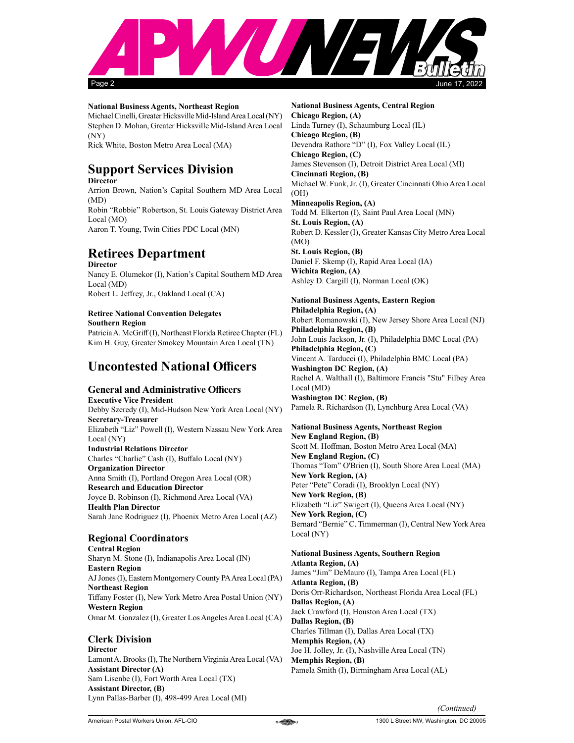**National Business Agents, Northeast Region**
Michael Cinelli, Greater Hicksville Mid-Island Area Local (NY)
Stephen D. Mohan, Greater Hicksville Mid-Island Area Local (NY)
Rick White, Boston Metro Area Local (MA)

## Support Services Division

**Director**
Arrion Brown, Nation's Capital Southern MD Area Local (MD)
Robin "Robbie" Robertson, St. Louis Gateway District Area Local (MO)
Aaron T. Young, Twin Cities PDC Local (MN)

## Retirees Department

**Director**
Nancy E. Olumekor (I), Nation's Capital Southern MD Area Local (MD)
Robert L. Jeffrey, Jr., Oakland Local (CA)

**Retiree National Convention Delegates**
**Southern Region**
Patricia A. McGriff (I), Northeast Florida Retiree Chapter (FL)
Kim H. Guy, Greater Smokey Mountain Area Local (TN)

# Uncontested National Officers

## General and Administrative Officers

**Executive Vice President**
Debby Szeredy (I), Mid-Hudson New York Area Local (NY)
**Secretary-Treasurer**
Elizabeth "Liz" Powell (I), Western Nassau New York Area Local (NY)
**Industrial Relations Director**
Charles "Charlie" Cash (I), Buffalo Local (NY)
**Organization Director**
Anna Smith (I), Portland Oregon Area Local (OR)
**Research and Education Director**
Joyce B. Robinson (I), Richmond Area Local (VA)
**Health Plan Director**
Sarah Jane Rodriguez (I), Phoenix Metro Area Local (AZ)

## Regional Coordinators

**Central Region**
Sharyn M. Stone (I), Indianapolis Area Local (IN)
**Eastern Region**
AJ Jones (I), Eastern Montgomery County PA Area Local (PA)
**Northeast Region**
Tiffany Foster (I), New York Metro Area Postal Union (NY)
**Western Region**
Omar M. Gonzalez (I), Greater Los Angeles Area Local (CA)

## Clerk Division

**Director**
Lamont A. Brooks (I), The Northern Virginia Area Local (VA)
**Assistant Director (A)**
Sam Lisenbe (I), Fort Worth Area Local (TX)
**Assistant Director, (B)**
Lynn Pallas-Barber (I), 498-499 Area Local (MI)

**National Business Agents, Central Region**
**Chicago Region, (A)**
Linda Turney (I), Schaumburg Local (IL)
**Chicago Region, (B)**
Devendra Rathore "D" (I), Fox Valley Local (IL)
**Chicago Region, (C)**
James Stevenson (I), Detroit District Area Local (MI)
**Cincinnati Region, (B)**
Michael W. Funk, Jr. (I), Greater Cincinnati Ohio Area Local (OH)
**Minneapolis Region, (A)**
Todd M. Elkerton (I), Saint Paul Area Local (MN)
**St. Louis Region, (A)**
Robert D. Kessler (I), Greater Kansas City Metro Area Local (MO)
**St. Louis Region, (B)**
Daniel F. Skemp (I), Rapid Area Local (IA)
**Wichita Region, (A)**
Ashley D. Cargill (I), Norman Local (OK)

**National Business Agents, Eastern Region**
**Philadelphia Region, (A)**
Robert Romanowski (I), New Jersey Shore Area Local (NJ)
**Philadelphia Region, (B)**
John Louis Jackson, Jr. (I), Philadelphia BMC Local (PA)
**Philadelphia Region, (C)**
Vincent A. Tarducci (I), Philadelphia BMC Local (PA)
**Washington DC Region, (A)**
Rachel A. Walthall (I), Baltimore Francis "Stu" Filbey Area Local (MD)
**Washington DC Region, (B)**
Pamela R. Richardson (I), Lynchburg Area Local (VA)

**National Business Agents, Northeast Region**
**New England Region, (B)**
Scott M. Hoffman, Boston Metro Area Local (MA)
**New England Region, (C)**
Thomas "Tom" O'Brien (I), South Shore Area Local (MA)
**New York Region, (A)**
Peter "Pete" Coradi (I), Brooklyn Local (NY)
**New York Region, (B)**
Elizabeth "Liz" Swigert (I), Queens Area Local (NY)
**New York Region, (C)**
Bernard "Bernie" C. Timmerman (I), Central New York Area Local (NY)

**National Business Agents, Southern Region**
**Atlanta Region, (A)**
James "Jim" DeMauro (I), Tampa Area Local (FL)
**Atlanta Region, (B)**
Doris Orr-Richardson, Northeast Florida Area Local (FL)
**Dallas Region, (A)**
Jack Crawford (I), Houston Area Local (TX)
**Dallas Region, (B)**
Charles Tillman (I), Dallas Area Local (TX)
**Memphis Region, (A)**
Joe H. Jolley, Jr. (I), Nashville Area Local (TN)
**Memphis Region, (B)**
Pamela Smith (I), Birmingham Area Local (AL)

*(Continued)*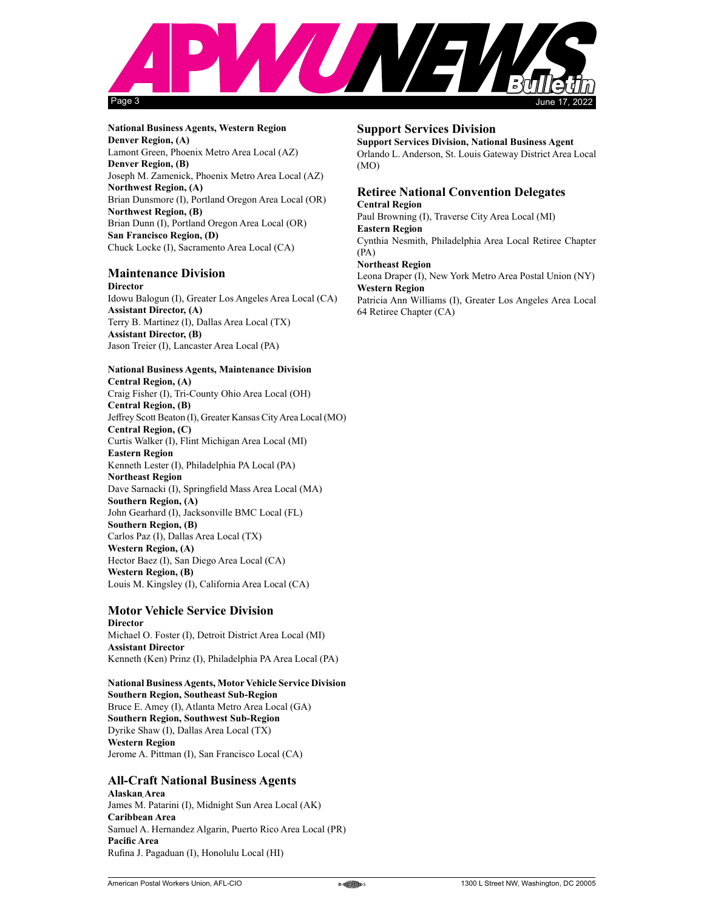**National Business Agents, Western Region**
**Denver Region, (A)**
Lamont Green, Phoenix Metro Area Local (AZ)
**Denver Region, (B)**
Joseph M. Zamenick, Phoenix Metro Area Local (AZ)
**Northwest Region, (A)**
Brian Dunsmore (I), Portland Oregon Area Local (OR)
**Northwest Region, (B)**
Brian Dunn (I), Portland Oregon Area Local (OR)
**San Francisco Region, (D)**
Chuck Locke (I), Sacramento Area Local (CA)

## Maintenance Division

**Director**
Idowu Balogun (I), Greater Los Angeles Area Local (CA)
**Assistant Director, (A)**
Terry B. Martinez (I), Dallas Area Local (TX)
**Assistant Director, (B)**
Jason Treier (I), Lancaster Area Local (PA)

**National Business Agents, Maintenance Division**
**Central Region, (A)**
Craig Fisher (I), Tri-County Ohio Area Local (OH)
**Central Region, (B)**
Jeffrey Scott Beaton (I), Greater Kansas City Area Local (MO)
**Central Region, (C)**
Curtis Walker (I), Flint Michigan Area Local (MI)
**Eastern Region**
Kenneth Lester (I), Philadelphia PA Local (PA)
**Northeast Region**
Dave Sarnacki (I), Springfield Mass Area Local (MA)
**Southern Region, (A)**
John Gearhard (I), Jacksonville BMC Local (FL)
**Southern Region, (B)**
Carlos Paz (I), Dallas Area Local (TX)
**Western Region, (A)**
Hector Baez (I), San Diego Area Local (CA)
**Western Region, (B)**
Louis M. Kingsley (I), California Area Local (CA)

## Motor Vehicle Service Division

**Director**
Michael O. Foster (I), Detroit District Area Local (MI)
**Assistant Director**
Kenneth (Ken) Prinz (I), Philadelphia PA Area Local (PA)

**National Business Agents, Motor Vehicle Service Division**
**Southern Region, Southeast Sub-Region**
Bruce E. Amey (I), Atlanta Metro Area Local (GA)
**Southern Region, Southwest Sub-Region**
Dyrike Shaw (I), Dallas Area Local (TX)
**Western Region**
Jerome A. Pittman (I), San Francisco Local (CA)

## All-Craft National Business Agents

**Alaskan Area**
James M. Patarini (I), Midnight Sun Area Local (AK)
**Caribbean Area**
Samuel A. Hernandez Algarin, Puerto Rico Area Local (PR)
**Pacific Area**
Rufina J. Pagaduan (I), Honolulu Local (HI)

## Support Services Division

**Support Services Division, National Business Agent**
Orlando L. Anderson, St. Louis Gateway District Area Local (MO)

## Retiree National Convention Delegates

**Central Region**
Paul Browning (I), Traverse City Area Local (MI)
**Eastern Region**
Cynthia Nesmith, Philadelphia Area Local Retiree Chapter (PA)
**Northeast Region**
Leona Draper (I), New York Metro Area Postal Union (NY)
**Western Region**
Patricia Ann Williams (I), Greater Los Angeles Area Local 64 Retiree Chapter (CA)